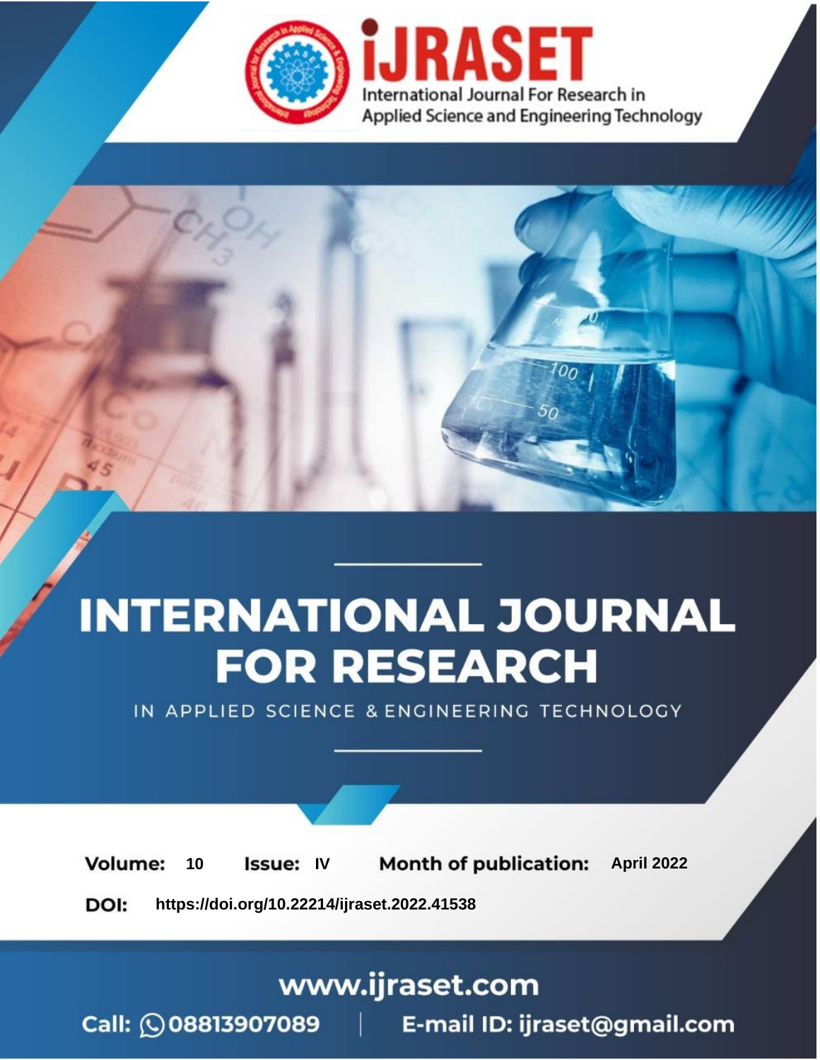iJRASET

International Journal For Research in Applied Science and Engineering Technology

# INTERNATIONAL JOURNAL FOR RESEARCH

IN APPLIED SCIENCE & ENGINEERING TECHNOLOGY

**Volume:** 10 **Issue:** IV **Month of publication:** April 2022

**DOI:** https://doi.org/10.22214/ijraset.2022.41538

www.ijraset.com

Call: 08813907089 | E-mail ID: ijraset@gmail.com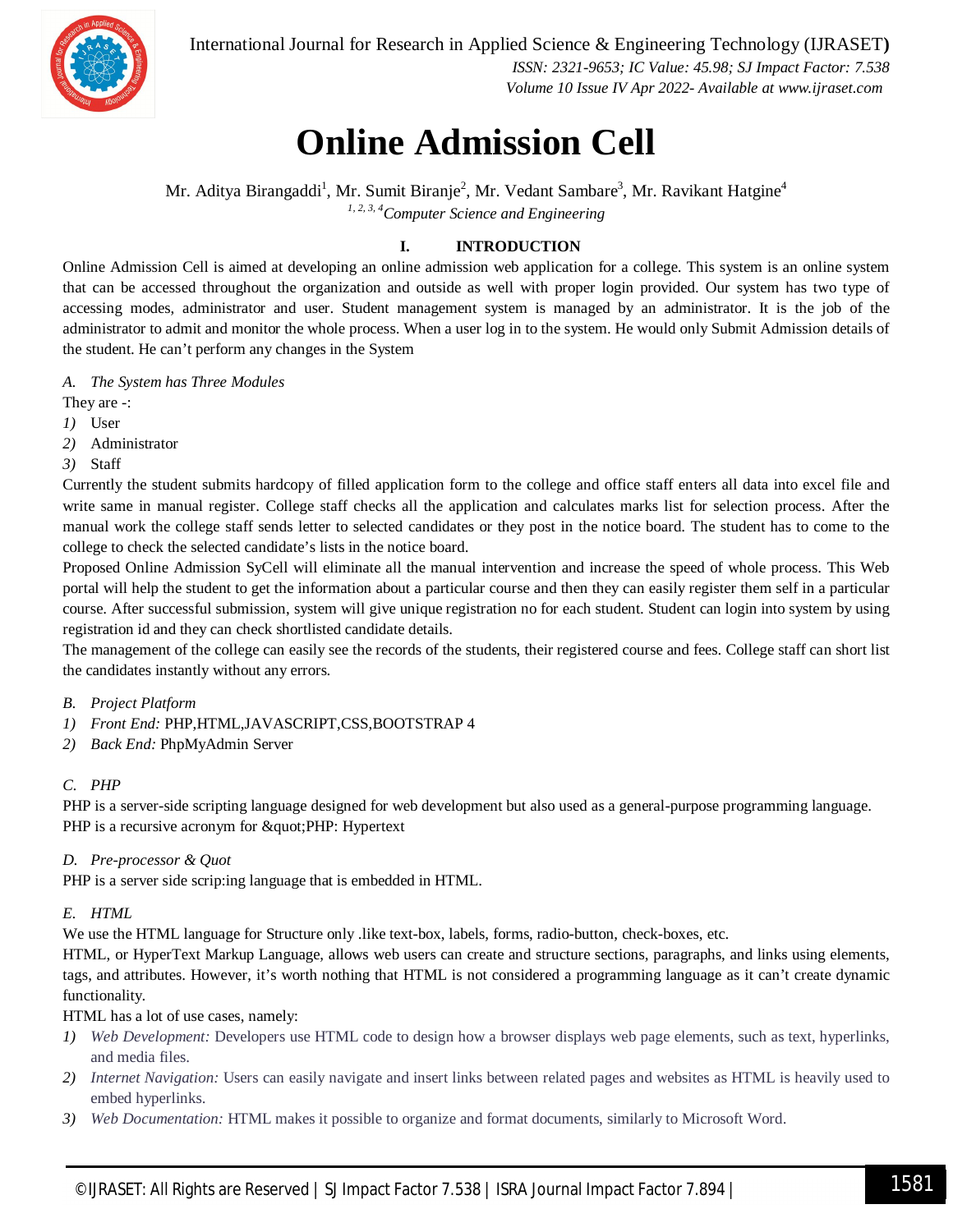# Online Admission Cell

Mr. Aditya Birangaddi[1], Mr. Sumit Biranje[2], Mr. Vedant Sambare[3], Mr. Ravikant Hatgine[4]

[1, 2, 3, 4]*Computer Science and Engineering*

## I. INTRODUCTION

Online Admission Cell is aimed at developing an online admission web application for a college. This system is an online system that can be accessed throughout the organization and outside as well with proper login provided. Our system has two type of accessing modes, administrator and user. Student management system is managed by an administrator. It is the job of the administrator to admit and monitor the whole process. When a user log in to the system. He would only Submit Admission details of the student. He can't perform any changes in the System

### A. The System has Three Modules

They are -:

1) User
2) Administrator
3) Staff

Currently the student submits hardcopy of filled application form to the college and office staff enters all data into excel file and write same in manual register. College staff checks all the application and calculates marks list for selection process. After the manual work the college staff sends letter to selected candidates or they post in the notice board. The student has to come to the college to check the selected candidate's lists in the notice board.

Proposed Online Admission SyCell will eliminate all the manual intervention and increase the speed of whole process. This Web portal will help the student to get the information about a particular course and then they can easily register them self in a particular course. After successful submission, system will give unique registration no for each student. Student can login into system by using registration id and they can check shortlisted candidate details.

The management of the college can easily see the records of the students, their registered course and fees. College staff can short list the candidates instantly without any errors.

### B. Project Platform

1) *Front End:* PHP,HTML,JAVASCRIPT,CSS,BOOTSTRAP 4
2) *Back End:* PhpMyAdmin Server

### C. PHP

PHP is a server-side scripting language designed for web development but also used as a general-purpose programming language. PHP is a recursive acronym for &quot;PHP: Hypertext

### D. Pre-processor & Quot

PHP is a server side scrip:ing language that is embedded in HTML.

### E. HTML

We use the HTML language for Structure only .like text-box, labels, forms, radio-button, check-boxes, etc.

HTML, or HyperText Markup Language, allows web users can create and structure sections, paragraphs, and links using elements, tags, and attributes. However, it's worth nothing that HTML is not considered a programming language as it can't create dynamic functionality.

HTML has a lot of use cases, namely:

1) *Web Development:* Developers use HTML code to design how a browser displays web page elements, such as text, hyperlinks, and media files.
2) *Internet Navigation:* Users can easily navigate and insert links between related pages and websites as HTML is heavily used to embed hyperlinks.
3) *Web Documentation:* HTML makes it possible to organize and format documents, similarly to Microsoft Word.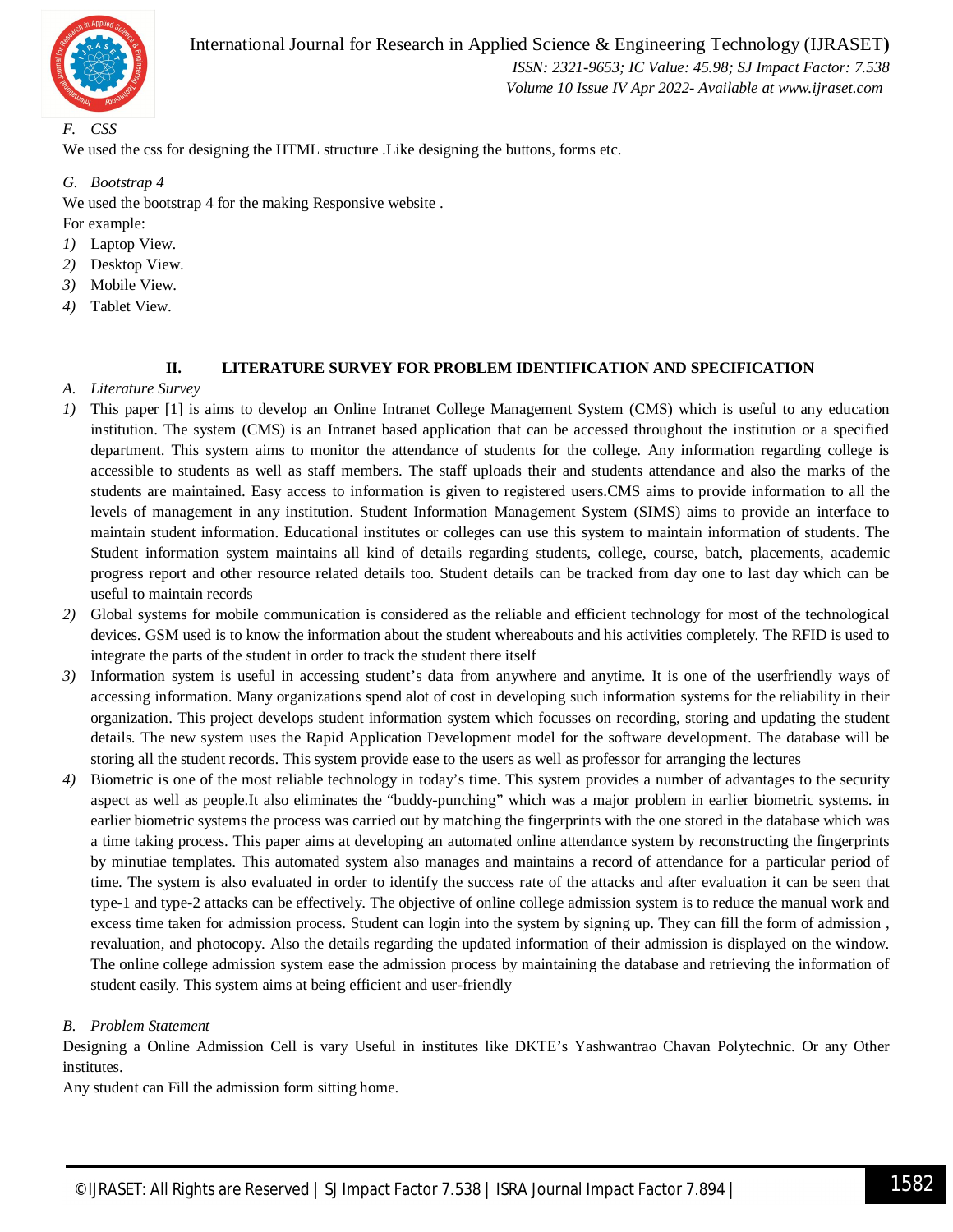### F. CSS

We used the css for designing the HTML structure .Like designing the buttons, forms etc.

### G. Bootstrap 4

We used the bootstrap 4 for the making Responsive website .

For example:

1) Laptop View.
2) Desktop View.
3) Mobile View.
4) Tablet View.

## II. LITERATURE SURVEY FOR PROBLEM IDENTIFICATION AND SPECIFICATION

### A. Literature Survey

1) This paper [1] is aims to develop an Online Intranet College Management System (CMS) which is useful to any education institution. The system (CMS) is an Intranet based application that can be accessed throughout the institution or a specified department. This system aims to monitor the attendance of students for the college. Any information regarding college is accessible to students as well as staff members. The staff uploads their and students attendance and also the marks of the students are maintained. Easy access to information is given to registered users.CMS aims to provide information to all the levels of management in any institution. Student Information Management System (SIMS) aims to provide an interface to maintain student information. Educational institutes or colleges can use this system to maintain information of students. The Student information system maintains all kind of details regarding students, college, course, batch, placements, academic progress report and other resource related details too. Student details can be tracked from day one to last day which can be useful to maintain records
2) Global systems for mobile communication is considered as the reliable and efficient technology for most of the technological devices. GSM used is to know the information about the student whereabouts and his activities completely. The RFID is used to integrate the parts of the student in order to track the student there itself
3) Information system is useful in accessing student's data from anywhere and anytime. It is one of the userfriendly ways of accessing information. Many organizations spend alot of cost in developing such information systems for the reliability in their organization. This project develops student information system which focusses on recording, storing and updating the student details. The new system uses the Rapid Application Development model for the software development. The database will be storing all the student records. This system provide ease to the users as well as professor for arranging the lectures
4) Biometric is one of the most reliable technology in today's time. This system provides a number of advantages to the security aspect as well as people.It also eliminates the "buddy-punching" which was a major problem in earlier biometric systems. in earlier biometric systems the process was carried out by matching the fingerprints with the one stored in the database which was a time taking process. This paper aims at developing an automated online attendance system by reconstructing the fingerprints by minutiae templates. This automated system also manages and maintains a record of attendance for a particular period of time. The system is also evaluated in order to identify the success rate of the attacks and after evaluation it can be seen that type-1 and type-2 attacks can be effectively. The objective of online college admission system is to reduce the manual work and excess time taken for admission process. Student can login into the system by signing up. They can fill the form of admission , revaluation, and photocopy. Also the details regarding the updated information of their admission is displayed on the window. The online college admission system ease the admission process by maintaining the database and retrieving the information of student easily. This system aims at being efficient and user-friendly

### B. Problem Statement

Designing a Online Admission Cell is vary Useful in institutes like DKTE's Yashwantrao Chavan Polytechnic. Or any Other institutes.

Any student can Fill the admission form sitting home.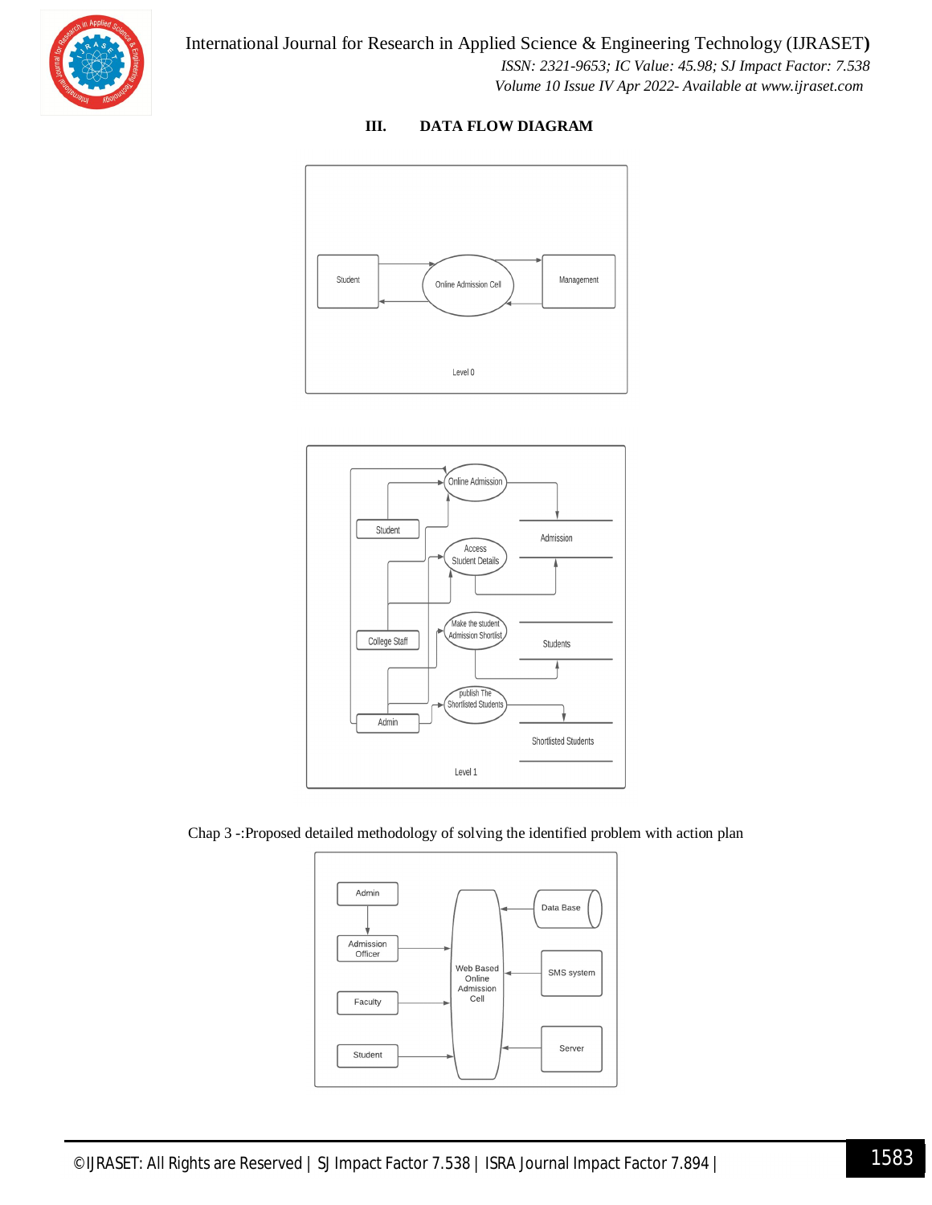## III. DATA FLOW DIAGRAM

Chap 3 -:Proposed detailed methodology of solving the identified problem with action plan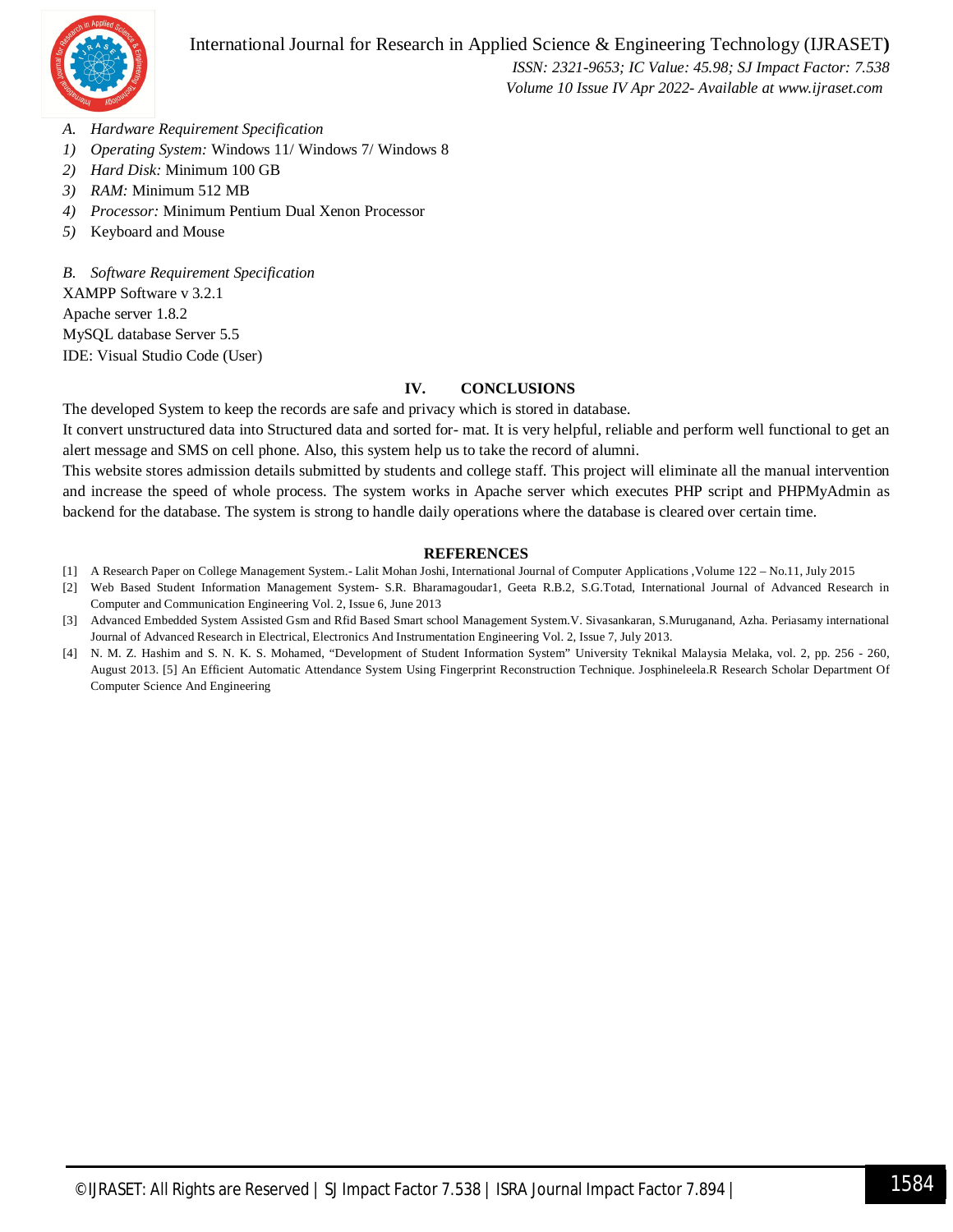*A. Hardware Requirement Specification*

1) *Operating System:* Windows 11/ Windows 7/ Windows 8
2) *Hard Disk:* Minimum 100 GB
3) *RAM:* Minimum 512 MB
4) *Processor:* Minimum Pentium Dual Xenon Processor
5) Keyboard and Mouse

*B. Software Requirement Specification*

XAMPP Software v 3.2.1
Apache server 1.8.2
MySQL database Server 5.5
IDE: Visual Studio Code (User)

## IV. CONCLUSIONS

The developed System to keep the records are safe and privacy which is stored in database.
It convert unstructured data into Structured data and sorted for- mat. It is very helpful, reliable and perform well functional to get an alert message and SMS on cell phone. Also, this system help us to take the record of alumni.
This website stores admission details submitted by students and college staff. This project will eliminate all the manual intervention and increase the speed of whole process. The system works in Apache server which executes PHP script and PHPMyAdmin as backend for the database. The system is strong to handle daily operations where the database is cleared over certain time.

## REFERENCES

[1] A Research Paper on College Management System.- Lalit Mohan Joshi, International Journal of Computer Applications ,Volume 122 – No.11, July 2015
[2] Web Based Student Information Management System- S.R. Bharamagoudar1, Geeta R.B.2, S.G.Totad, International Journal of Advanced Research in Computer and Communication Engineering Vol. 2, Issue 6, June 2013
[3] Advanced Embedded System Assisted Gsm and Rfid Based Smart school Management System.V. Sivasankaran, S.Muruganand, Azha. Periasamy international Journal of Advanced Research in Electrical, Electronics And Instrumentation Engineering Vol. 2, Issue 7, July 2013.
[4] N. M. Z. Hashim and S. N. K. S. Mohamed, "Development of Student Information System" University Teknikal Malaysia Melaka, vol. 2, pp. 256 - 260, August 2013. [5] An Efficient Automatic Attendance System Using Fingerprint Reconstruction Technique. Josphineleela.R Research Scholar Department Of Computer Science And Engineering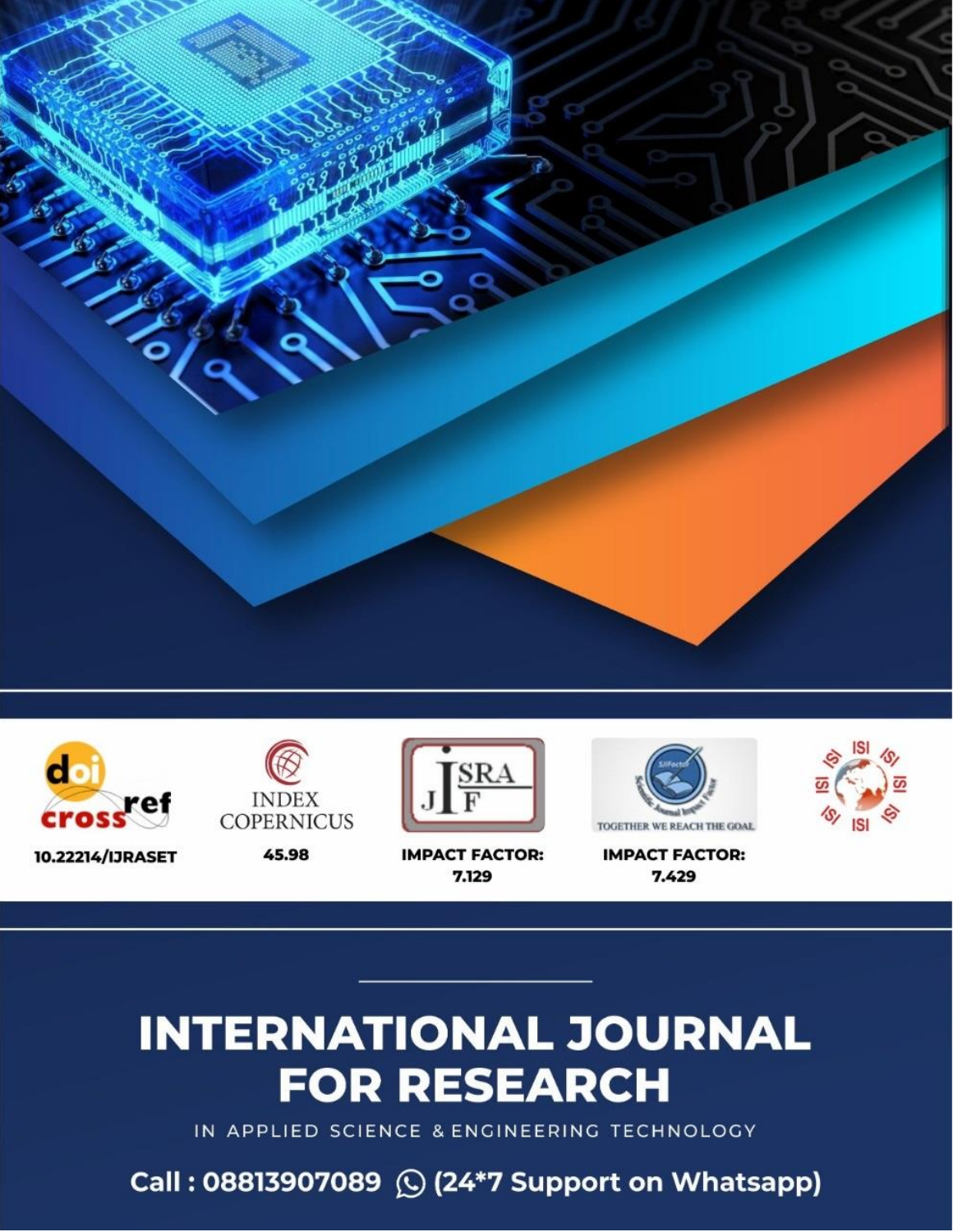10.22214/IJRASET

45.98

IMPACT FACTOR: 7.129

IMPACT FACTOR: 7.429

# INTERNATIONAL JOURNAL FOR RESEARCH

IN APPLIED SCIENCE & ENGINEERING TECHNOLOGY

Call : 08813907089 (24*7 Support on Whatsapp)